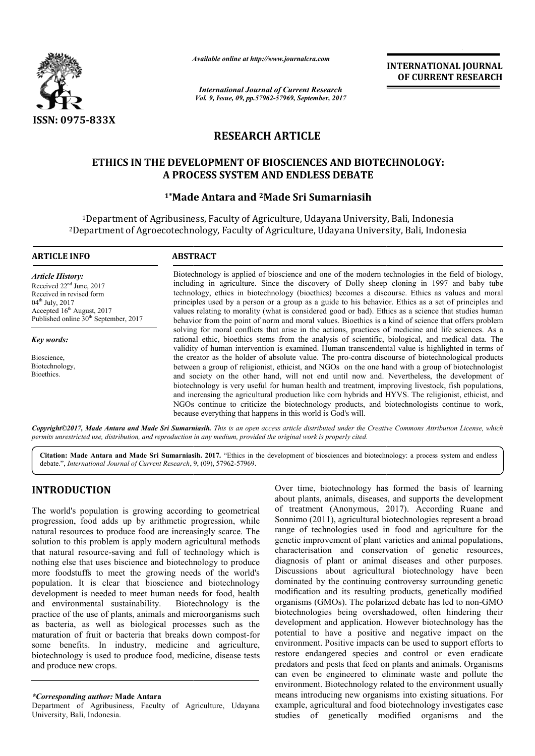**RESEARCH ARTICLE**

# ETHICS IN THE DEVELOPMENT OF BIOSCIENCES AND BIOTECHNOLOGY: A PROCESS SYSTEM AND ENDLESS DEBATE

**[1]*Made Antara and [2]Made Sri Sumarniasih**

[1]Department of Agribusiness, Faculty of Agriculture, Udayana University, Bali, Indonesia
[2]Department of Agroecotechnology, Faculty of Agriculture, Udayana University, Bali, Indonesia

**ARTICLE INFO**

*Article History:*
Received 22nd June, 2017
Received in revised form
04th July, 2017
Accepted 16th August, 2017
Published online 30th September, 2017

*Key words:*
Bioscience,
Biotechnology,
Bioethics.

**ABSTRACT**

Biotechnology is applied of bioscience and one of the modern technologies in the field of biology, including in agriculture. Since the discovery of Dolly sheep cloning in 1997 and baby tube technology, ethics in biotechnology (bioethics) becomes a discourse. Ethics as values and moral principles used by a person or a group as a guide to his behavior. Ethics as a set of principles and values relating to morality (what is considered good or bad). Ethics as a science that studies human behavior from the point of norm and moral values. Bioethics is a kind of science that offers problem solving for moral conflicts that arise in the actions, practices of medicine and life sciences. As a rational ethic, bioethics stems from the analysis of scientific, biological, and medical data. The validity of human intervention is examined. Human transcendental value is highlighted in terms of the creator as the holder of absolute value. The pro-contra discourse of biotechnological products between a group of religionist, ethicist, and NGOs on the one hand with a group of biotechnologist and society on the other hand, will not end until now and. Nevertheless, the development of biotechnology is very useful for human health and treatment, improving livestock, fish populations, and increasing the agricultural production like corn hybrids and HYVS. The religionist, ethicist, and NGOs continue to criticize the biotechnology products, and biotechnologists continue to work, because everything that happens in this world is God's will.

*Copyright©2017, Made Antara and Made Sri Sumarniasih. This is an open access article distributed under the Creative Commons Attribution License, which permits unrestricted use, distribution, and reproduction in any medium, provided the original work is properly cited.*

**Citation: Made Antara and Made Sri Sumarniasih. 2017.** "Ethics in the development of biosciences and biotechnology: a process system and endless debate.", *International Journal of Current Research*, 9, (09), 57962-57969.

## INTRODUCTION

The world's population is growing according to geometrical progression, food adds up by arithmetic progression, while natural resources to produce food are increasingly scarce. The solution to this problem is apply modern agricultural methods that natural resource-saving and full of technology which is nothing else that uses biscience and biotechnology to produce more foodstuffs to meet the growing needs of the world's population. It is clear that bioscience and biotechnology development is needed to meet human needs for food, health and environmental sustainability. Biotechnology is the practice of the use of plants, animals and microorganisms such as bacteria, as well as biological processes such as the maturation of fruit or bacteria that breaks down compost-for some benefits. In industry, medicine and agriculture, biotechnology is used to produce food, medicine, disease tests and produce new crops.

Over time, biotechnology has formed the basis of learning about plants, animals, diseases, and supports the development of treatment (Anonymous, 2017). According Ruane and Sonnimo (2011), agricultural biotechnologies represent a broad range of technologies used in food and agriculture for the genetic improvement of plant varieties and animal populations, characterisation and conservation of genetic resources, diagnosis of plant or animal diseases and other purposes. Discussions about agricultural biotechnology have been dominated by the continuing controversy surrounding genetic modification and its resulting products, genetically modified organisms (GMOs). The polarized debate has led to non-GMO biotechnologies being overshadowed, often hindering their development and application. However biotechnology has the potential to have a positive and negative impact on the environment. Positive impacts can be used to support efforts to restore endangered species and control or even eradicate predators and pests that feed on plants and animals. Organisms can even be engineered to eliminate waste and pollute the environment. Biotechnology related to the environment usually means introducing new organisms into existing situations. For example, agricultural and food biotechnology investigates case studies of genetically modified organisms and the

*\*Corresponding author:* **Made Antara**
Department of Agribusiness, Faculty of Agriculture, Udayana University, Bali, Indonesia.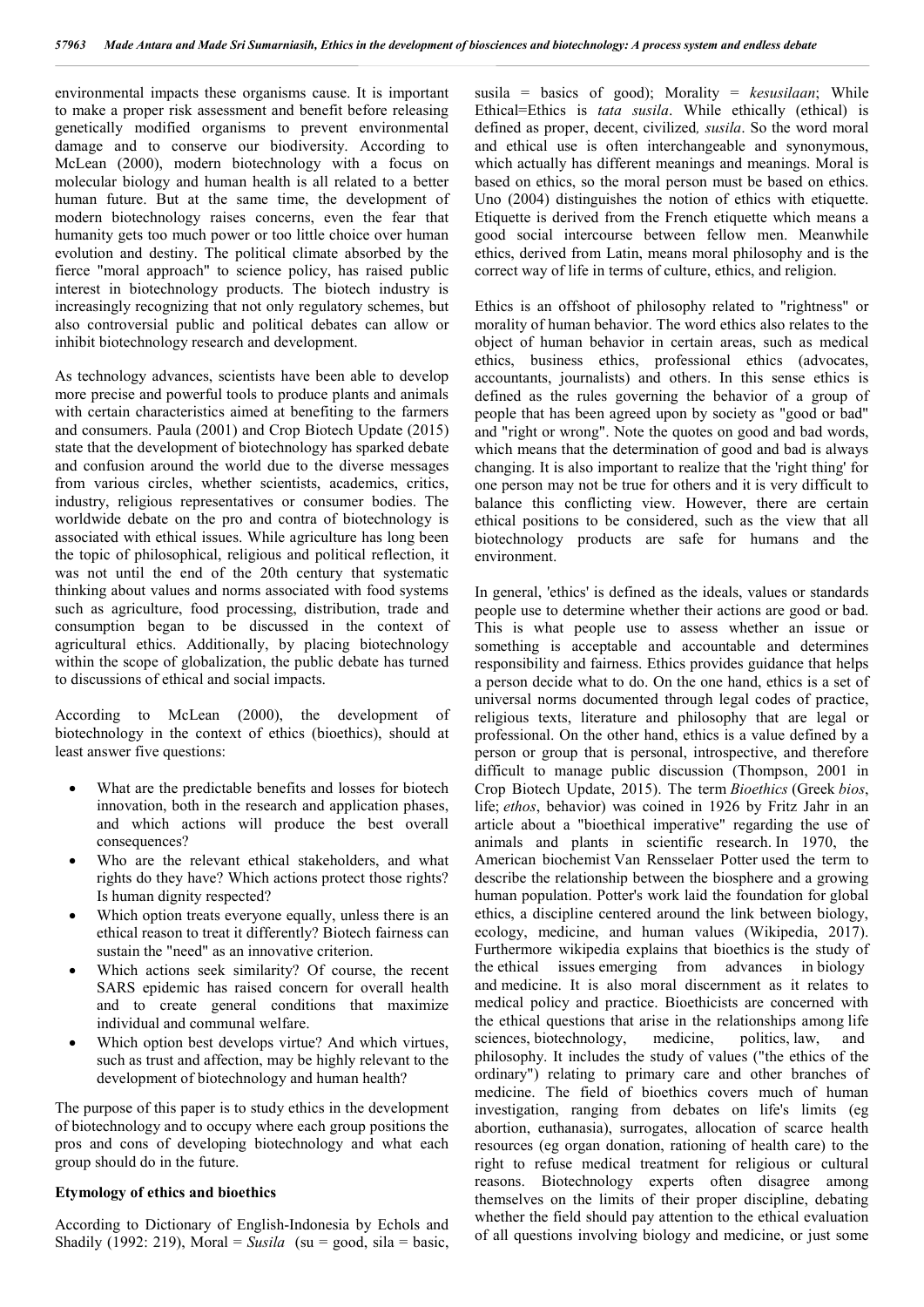environmental impacts these organisms cause. It is important to make a proper risk assessment and benefit before releasing genetically modified organisms to prevent environmental damage and to conserve our biodiversity. According to McLean (2000), modern biotechnology with a focus on molecular biology and human health is all related to a better human future. But at the same time, the development of modern biotechnology raises concerns, even the fear that humanity gets too much power or too little choice over human evolution and destiny. The political climate absorbed by the fierce "moral approach" to science policy, has raised public interest in biotechnology products. The biotech industry is increasingly recognizing that not only regulatory schemes, but also controversial public and political debates can allow or inhibit biotechnology research and development.

As technology advances, scientists have been able to develop more precise and powerful tools to produce plants and animals with certain characteristics aimed at benefiting to the farmers and consumers. Paula (2001) and Crop Biotech Update (2015) state that the development of biotechnology has sparked debate and confusion around the world due to the diverse messages from various circles, whether scientists, academics, critics, industry, religious representatives or consumer bodies. The worldwide debate on the pro and contra of biotechnology is associated with ethical issues. While agriculture has long been the topic of philosophical, religious and political reflection, it was not until the end of the 20th century that systematic thinking about values and norms associated with food systems such as agriculture, food processing, distribution, trade and consumption began to be discussed in the context of agricultural ethics. Additionally, by placing biotechnology within the scope of globalization, the public debate has turned to discussions of ethical and social impacts.

According to McLean (2000), the development of biotechnology in the context of ethics (bioethics), should at least answer five questions:

- What are the predictable benefits and losses for biotech innovation, both in the research and application phases, and which actions will produce the best overall consequences?
- Who are the relevant ethical stakeholders, and what rights do they have? Which actions protect those rights? Is human dignity respected?
- Which option treats everyone equally, unless there is an ethical reason to treat it differently? Biotech fairness can sustain the "need" as an innovative criterion.
- Which actions seek similarity? Of course, the recent SARS epidemic has raised concern for overall health and to create general conditions that maximize individual and communal welfare.
- Which option best develops virtue? And which virtues, such as trust and affection, may be highly relevant to the development of biotechnology and human health?

The purpose of this paper is to study ethics in the development of biotechnology and to occupy where each group positions the pros and cons of developing biotechnology and what each group should do in the future.

**Etymology of ethics and bioethics**

According to Dictionary of English-Indonesia by Echols and Shadily (1992: 219), Moral = *Susila* (su = good, sila = basic, susila = basics of good); Morality = *kesusilaan*; While Ethical=Ethics is *tata susila*. While ethically (ethical) is defined as proper, decent, civilized, *susila*. So the word moral and ethical use is often interchangeable and synonymous, which actually has different meanings and meanings. Moral is based on ethics, so the moral person must be based on ethics. Uno (2004) distinguishes the notion of ethics with etiquette. Etiquette is derived from the French etiquette which means a good social intercourse between fellow men. Meanwhile ethics, derived from Latin, means moral philosophy and is the correct way of life in terms of culture, ethics, and religion.

Ethics is an offshoot of philosophy related to "rightness" or morality of human behavior. The word ethics also relates to the object of human behavior in certain areas, such as medical ethics, business ethics, professional ethics (advocates, accountants, journalists) and others. In this sense ethics is defined as the rules governing the behavior of a group of people that has been agreed upon by society as "good or bad" and "right or wrong". Note the quotes on good and bad words, which means that the determination of good and bad is always changing. It is also important to realize that the 'right thing' for one person may not be true for others and it is very difficult to balance this conflicting view. However, there are certain ethical positions to be considered, such as the view that all biotechnology products are safe for humans and the environment.

In general, 'ethics' is defined as the ideals, values or standards people use to determine whether their actions are good or bad. This is what people use to assess whether an issue or something is acceptable and accountable and determines responsibility and fairness. Ethics provides guidance that helps a person decide what to do. On the one hand, ethics is a set of universal norms documented through legal codes of practice, religious texts, literature and philosophy that are legal or professional. On the other hand, ethics is a value defined by a person or group that is personal, introspective, and therefore difficult to manage public discussion (Thompson, 2001 in Crop Biotech Update, 2015). The term *Bioethics* (Greek *bios*, life; *ethos*, behavior) was coined in 1926 by Fritz Jahr in an article about a "bioethical imperative" regarding the use of animals and plants in scientific research. In 1970, the American biochemist Van Rensselaer Potter used the term to describe the relationship between the biosphere and a growing human population. Potter's work laid the foundation for global ethics, a discipline centered around the link between biology, ecology, medicine, and human values (Wikipedia, 2017). Furthermore wikipedia explains that bioethics is the study of the ethical issues emerging from advances in biology and medicine. It is also moral discernment as it relates to medical policy and practice. Bioethicists are concerned with the ethical questions that arise in the relationships among life sciences, biotechnology, medicine, politics, law, and philosophy. It includes the study of values ("the ethics of the ordinary") relating to primary care and other branches of medicine. The field of bioethics covers much of human investigation, ranging from debates on life's limits (eg abortion, euthanasia), surrogates, allocation of scarce health resources (eg organ donation, rationing of health care) to the right to refuse medical treatment for religious or cultural reasons. Biotechnology experts often disagree among themselves on the limits of their proper discipline, debating whether the field should pay attention to the ethical evaluation of all questions involving biology and medicine, or just some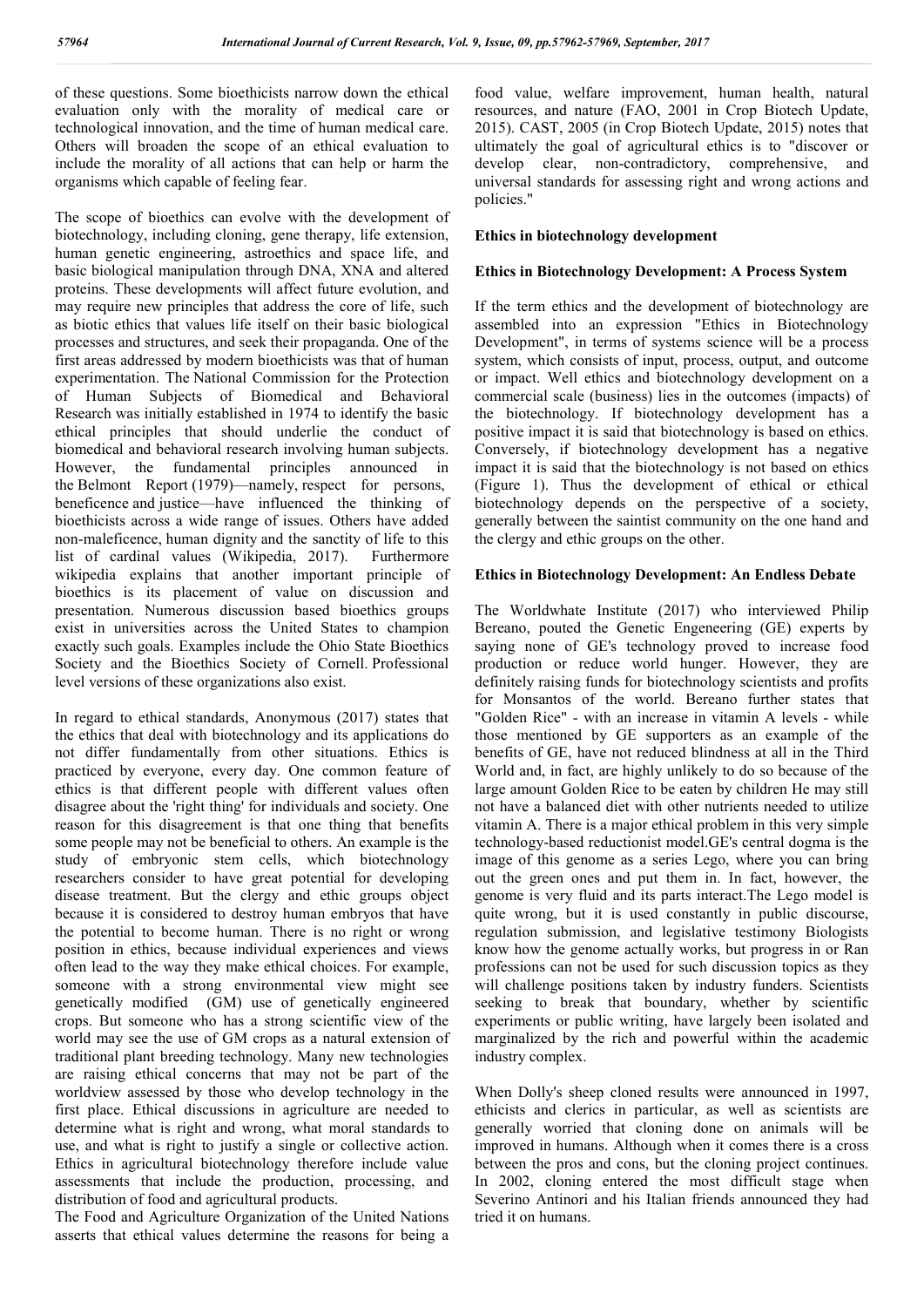of these questions. Some bioethicists narrow down the ethical evaluation only with the morality of medical care or technological innovation, and the time of human medical care. Others will broaden the scope of an ethical evaluation to include the morality of all actions that can help or harm the organisms which capable of feeling fear.

The scope of bioethics can evolve with the development of biotechnology, including cloning, gene therapy, life extension, human genetic engineering, astroethics and space life, and basic biological manipulation through DNA, XNA and altered proteins. These developments will affect future evolution, and may require new principles that address the core of life, such as biotic ethics that values life itself on their basic biological processes and structures, and seek their propaganda. One of the first areas addressed by modern bioethicists was that of human experimentation. The National Commission for the Protection of Human Subjects of Biomedical and Behavioral Research was initially established in 1974 to identify the basic ethical principles that should underlie the conduct of biomedical and behavioral research involving human subjects. However, the fundamental principles announced in the Belmont Report (1979)—namely, respect for persons, beneficence and justice—have influenced the thinking of bioethicists across a wide range of issues. Others have added non-maleficence, human dignity and the sanctity of life to this list of cardinal values (Wikipedia, 2017). Furthermore wikipedia explains that another important principle of bioethics is its placement of value on discussion and presentation. Numerous discussion based bioethics groups exist in universities across the United States to champion exactly such goals. Examples include the Ohio State Bioethics Society and the Bioethics Society of Cornell. Professional level versions of these organizations also exist.

In regard to ethical standards, Anonymous (2017) states that the ethics that deal with biotechnology and its applications do not differ fundamentally from other situations. Ethics is practiced by everyone, every day. One common feature of ethics is that different people with different values often disagree about the 'right thing' for individuals and society. One reason for this disagreement is that one thing that benefits some people may not be beneficial to others. An example is the study of embryonic stem cells, which biotechnology researchers consider to have great potential for developing disease treatment. But the clergy and ethic groups object because it is considered to destroy human embryos that have the potential to become human. There is no right or wrong position in ethics, because individual experiences and views often lead to the way they make ethical choices. For example, someone with a strong environmental view might see genetically modified (GM) use of genetically engineered crops. But someone who has a strong scientific view of the world may see the use of GM crops as a natural extension of traditional plant breeding technology. Many new technologies are raising ethical concerns that may not be part of the worldview assessed by those who develop technology in the first place. Ethical discussions in agriculture are needed to determine what is right and wrong, what moral standards to use, and what is right to justify a single or collective action. Ethics in agricultural biotechnology therefore include value assessments that include the production, processing, and distribution of food and agricultural products.

The Food and Agriculture Organization of the United Nations asserts that ethical values determine the reasons for being a food value, welfare improvement, human health, natural resources, and nature (FAO, 2001 in Crop Biotech Update, 2015). CAST, 2005 (in Crop Biotech Update, 2015) notes that ultimately the goal of agricultural ethics is to "discover or develop clear, non-contradictory, comprehensive, and universal standards for assessing right and wrong actions and policies."

**Ethics in biotechnology development**

**Ethics in Biotechnology Development: A Process System**

If the term ethics and the development of biotechnology are assembled into an expression "Ethics in Biotechnology Development", in terms of systems science will be a process system, which consists of input, process, output, and outcome or impact. Well ethics and biotechnology development on a commercial scale (business) lies in the outcomes (impacts) of the biotechnology. If biotechnology development has a positive impact it is said that biotechnology is based on ethics. Conversely, if biotechnology development has a negative impact it is said that the biotechnology is not based on ethics (Figure 1). Thus the development of ethical or ethical biotechnology depends on the perspective of a society, generally between the saintist community on the one hand and the clergy and ethic groups on the other.

**Ethics in Biotechnology Development: An Endless Debate**

The Worldwhate Institute (2017) who interviewed Philip Bereano, pouted the Genetic Engeneering (GE) experts by saying none of GE's technology proved to increase food production or reduce world hunger. However, they are definitely raising funds for biotechnology scientists and profits for Monsantos of the world. Bereano further states that "Golden Rice" - with an increase in vitamin A levels - while those mentioned by GE supporters as an example of the benefits of GE, have not reduced blindness at all in the Third World and, in fact, are highly unlikely to do so because of the large amount Golden Rice to be eaten by children He may still not have a balanced diet with other nutrients needed to utilize vitamin A. There is a major ethical problem in this very simple technology-based reductionist model.GE's central dogma is the image of this genome as a series Lego, where you can bring out the green ones and put them in. In fact, however, the genome is very fluid and its parts interact.The Lego model is quite wrong, but it is used constantly in public discourse, regulation submission, and legislative testimony Biologists know how the genome actually works, but progress in or Ran professions can not be used for such discussion topics as they will challenge positions taken by industry funders. Scientists seeking to break that boundary, whether by scientific experiments or public writing, have largely been isolated and marginalized by the rich and powerful within the academic industry complex.

When Dolly's sheep cloned results were announced in 1997, ethicists and clerics in particular, as well as scientists are generally worried that cloning done on animals will be improved in humans. Although when it comes there is a cross between the pros and cons, but the cloning project continues. In 2002, cloning entered the most difficult stage when Severino Antinori and his Italian friends announced they had tried it on humans.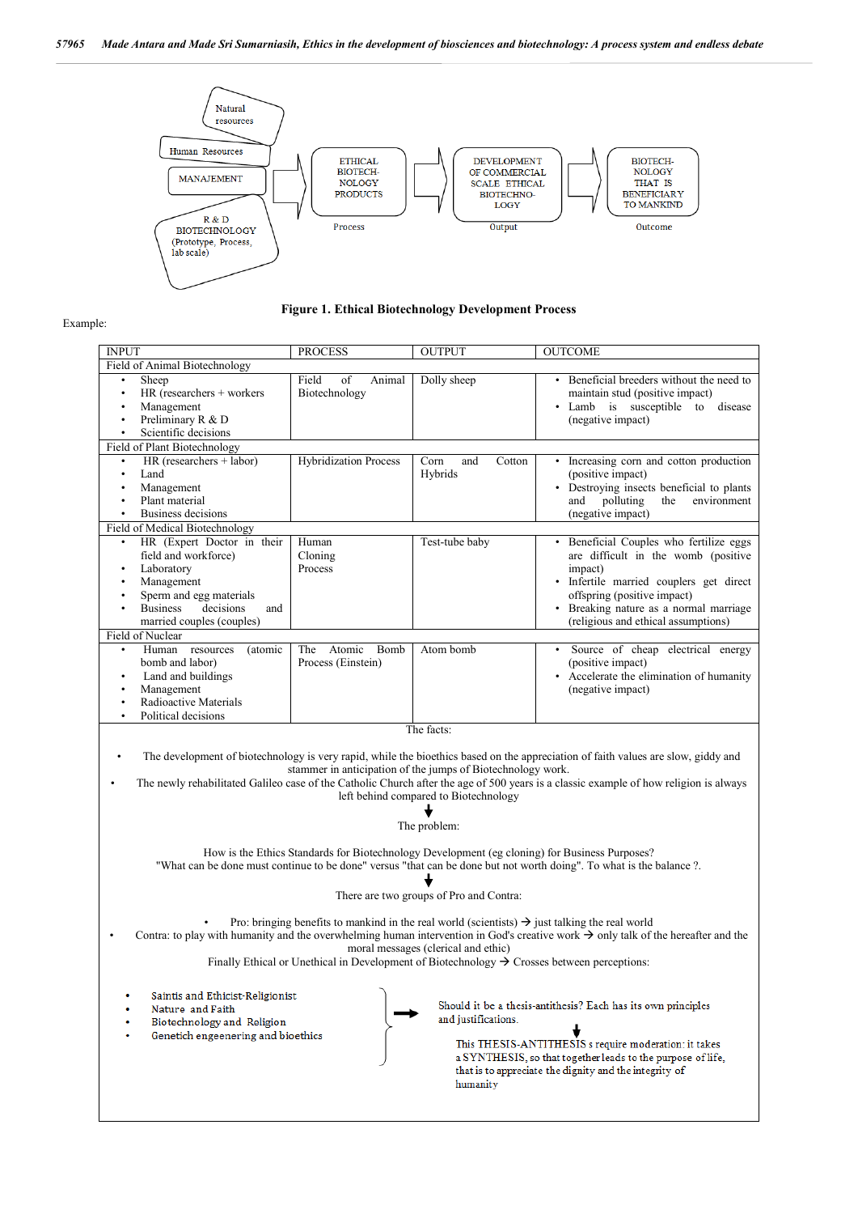Natural resources

Human Resources

MANAJEMENT

R & D BIOTECHNOLOGY (Prototype, Process, lab scale)

ETHICAL BIOTECH-NOLOGY PRODUCTS

Process

DEVELOPMENT OF COMMERCIAL SCALE ETHICAL BIOTECHNO-LOGY

Output

BIOTECH-NOLOGY THAT IS BENEFICIARY TO MANKIND

Outcome

**Figure 1. Ethical Biotechnology Development Process**

Example:

| INPUT | PROCESS | OUTPUT | OUTCOME |
|---|---|---|---|
| Field of Animal Biotechnology | | | |
| • Sheep<br>• HR (researchers + workers<br>• Management<br>• Preliminary R & D<br>• Scientific decisions | Field of Animal Biotechnology | Dolly sheep | • Beneficial breeders without the need to maintain stud (positive impact)<br>• Lamb is susceptible to disease (negative impact) |
| Field of Plant Biotechnology | | | |
| • HR (researchers + labor)<br>• Land<br>• Management<br>• Plant material<br>• Business decisions | Hybridization Process | Corn and Cotton Hybrids | • Increasing corn and cotton production (positive impact)<br>• Destroying insects beneficial to plants and polluting the environment (negative impact) |
| Field of Medical Biotechnology | | | |
| • HR (Expert Doctor in their field and workforce)<br>• Laboratory<br>• Management<br>• Sperm and egg materials<br>• Business decisions and married couples (couples) | Human Cloning Process | Test-tube baby | • Beneficial Couples who fertilize eggs are difficult in the womb (positive impact)<br>• Infertile married couplers get direct offspring (positive impact)<br>• Breaking nature as a normal marriage (religious and ethical assumptions) |
| Field of Nuclear | | | |
| • Human resources (atomic bomb and labor)<br>• Land and buildings<br>• Management<br>• Radioactive Materials<br>• Political decisions | The Atomic Bomb Process (Einstein) | Atom bomb | • Source of cheap electrical energy (positive impact)<br>• Accelerate the elimination of humanity (negative impact) |

The facts:

- The development of biotechnology is very rapid, while the bioethics based on the appreciation of faith values are slow, giddy and stammer in anticipation of the jumps of Biotechnology work.
- The newly rehabilitated Galileo case of the Catholic Church after the age of 500 years is a classic example of how religion is always left behind compared to Biotechnology

↓

The problem:

How is the Ethics Standards for Biotechnology Development (eg cloning) for Business Purposes?
"What can be done must continue to be done" versus "that can be done but not worth doing". To what is the balance ?.

↓

There are two groups of Pro and Contra:

- Pro: bringing benefits to mankind in the real world (scientists) → just talking the real world
- Contra: to play with humanity and the overwhelming human intervention in God's creative work → only talk of the hereafter and the moral messages (clerical and ethic)

Finally Ethical or Unethical in Development of Biotechnology → Crosses between perceptions:

- Saintis and Ethicist-Religionist
- Nature and Faith
- Biotechnology and Religion
- Genetich engeenering and bioethics

→ Should it be a thesis-antithesis? Each has its own principles and justifications.

↓

This THESIS-ANTITHESIS s require moderation: it takes a SYNTHESIS, so that together leads to the purpose of life, that is to appreciate the dignity and the integrity of humanity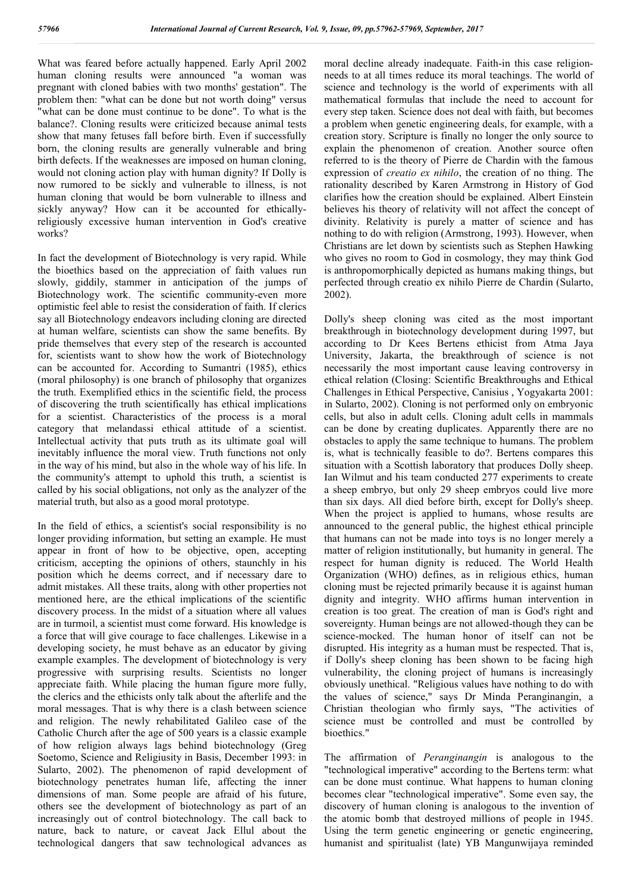What was feared before actually happened. Early April 2002 human cloning results were announced "a woman was pregnant with cloned babies with two months' gestation". The problem then: "what can be done but not worth doing" versus "what can be done must continue to be done". To what is the balance?. Cloning results were criticized because animal tests show that many fetuses fall before birth. Even if successfully born, the cloning results are generally vulnerable and bring birth defects. If the weaknesses are imposed on human cloning, would not cloning action play with human dignity? If Dolly is now rumored to be sickly and vulnerable to illness, is not human cloning that would be born vulnerable to illness and sickly anyway? How can it be accounted for ethically-religiously excessive human intervention in God's creative works?

In fact the development of Biotechnology is very rapid. While the bioethics based on the appreciation of faith values run slowly, giddily, stammer in anticipation of the jumps of Biotechnology work. The scientific community-even more optimistic feel able to resist the consideration of faith. If clerics say all Biotechnology endeavors including cloning are directed at human welfare, scientists can show the same benefits. By pride themselves that every step of the research is accounted for, scientists want to show how the work of Biotechnology can be accounted for. According to Sumantri (1985), ethics (moral philosophy) is one branch of philosophy that organizes the truth. Exemplified ethics in the scientific field, the process of discovering the truth scientifically has ethical implications for a scientist. Characteristics of the process is a moral category that melandassi ethical attitude of a scientist. Intellectual activity that puts truth as its ultimate goal will inevitably influence the moral view. Truth functions not only in the way of his mind, but also in the whole way of his life. In the community's attempt to uphold this truth, a scientist is called by his social obligations, not only as the analyzer of the material truth, but also as a good moral prototype.

In the field of ethics, a scientist's social responsibility is no longer providing information, but setting an example. He must appear in front of how to be objective, open, accepting criticism, accepting the opinions of others, staunchly in his position which he deems correct, and if necessary dare to admit mistakes. All these traits, along with other properties not mentioned here, are the ethical implications of the scientific discovery process. In the midst of a situation where all values are in turmoil, a scientist must come forward. His knowledge is a force that will give courage to face challenges. Likewise in a developing society, he must behave as an educator by giving example examples. The development of biotechnology is very progressive with surprising results. Scientists no longer appreciate faith. While placing the human figure more fully, the clerics and the ethicists only talk about the afterlife and the moral messages. That is why there is a clash between science and religion. The newly rehabilitated Galileo case of the Catholic Church after the age of 500 years is a classic example of how religion always lags behind biotechnology (Greg Soetomo, Science and Religiusity in Basis, December 1993: in Sularto, 2002). The phenomenon of rapid development of biotechnology penetrates human life, affecting the inner dimensions of man. Some people are afraid of his future, others see the development of biotechnology as part of an increasingly out of control biotechnology. The call back to nature, back to nature, or caveat Jack Ellul about the technological dangers that saw technological advances as moral decline already inadequate. Faith-in this case religion-needs to at all times reduce its moral teachings. The world of science and technology is the world of experiments with all mathematical formulas that include the need to account for every step taken. Science does not deal with faith, but becomes a problem when genetic engineering deals, for example, with a creation story. Scripture is finally no longer the only source to explain the phenomenon of creation. Another source often referred to is the theory of Pierre de Chardin with the famous expression of *creatio ex nihilo*, the creation of no thing. The rationality described by Karen Armstrong in History of God clarifies how the creation should be explained. Albert Einstein believes his theory of relativity will not affect the concept of divinity. Relativity is purely a matter of science and has nothing to do with religion (Armstrong, 1993). However, when Christians are let down by scientists such as Stephen Hawking who gives no room to God in cosmology, they may think God is anthropomorphically depicted as humans making things, but perfected through creatio ex nihilo Pierre de Chardin (Sularto, 2002).

Dolly's sheep cloning was cited as the most important breakthrough in biotechnology development during 1997, but according to Dr Kees Bertens ethicist from Atma Jaya University, Jakarta, the breakthrough of science is not necessarily the most important cause leaving controversy in ethical relation (Closing: Scientific Breakthroughs and Ethical Challenges in Ethical Perspective, Canisius , Yogyakarta 2001: in Sularto, 2002). Cloning is not performed only on embryonic cells, but also in adult cells. Cloning adult cells in mammals can be done by creating duplicates. Apparently there are no obstacles to apply the same technique to humans. The problem is, what is technically feasible to do?. Bertens compares this situation with a Scottish laboratory that produces Dolly sheep. Ian Wilmut and his team conducted 277 experiments to create a sheep embryo, but only 29 sheep embryos could live more than six days. All died before birth, except for Dolly's sheep. When the project is applied to humans, whose results are announced to the general public, the highest ethical principle that humans can not be made into toys is no longer merely a matter of religion institutionally, but humanity in general. The respect for human dignity is reduced. The World Health Organization (WHO) defines, as in religious ethics, human cloning must be rejected primarily because it is against human dignity and integrity. WHO affirms human intervention in creation is too great. The creation of man is God's right and sovereignty. Human beings are not allowed-though they can be science-mocked. The human honor of itself can not be disrupted. His integrity as a human must be respected. That is, if Dolly's sheep cloning has been shown to be facing high vulnerability, the cloning project of humans is increasingly obviously unethical. "Religious values have nothing to do with the values of science," says Dr Minda Peranginangin, a Christian theologian who firmly says, "The activities of science must be controlled and must be controlled by bioethics."

The affirmation of *Peranginangin* is analogous to the "technological imperative" according to the Bertens term: what can be done must continue. What happens to human cloning becomes clear "technological imperative". Some even say, the discovery of human cloning is analogous to the invention of the atomic bomb that destroyed millions of people in 1945. Using the term genetic engineering or genetic engineering, humanist and spiritualist (late) YB Mangunwijaya reminded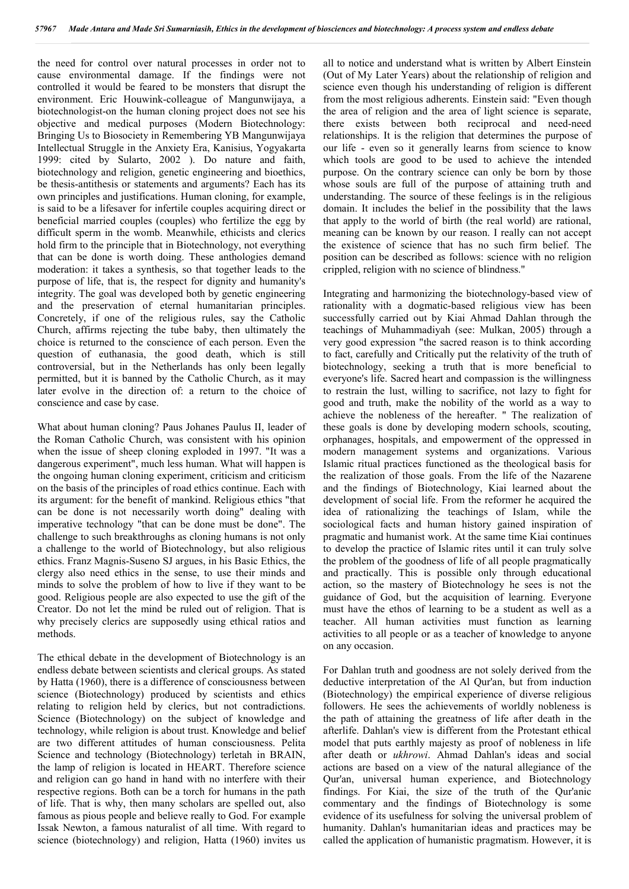the need for control over natural processes in order not to cause environmental damage. If the findings were not controlled it would be feared to be monsters that disrupt the environment. Eric Houwink-colleague of Mangunwijaya, a biotechnologist-on the human cloning project does not see his objective and medical purposes (Modern Biotechnology: Bringing Us to Biosociety in Remembering YB Mangunwijaya Intellectual Struggle in the Anxiety Era, Kanisius, Yogyakarta 1999: cited by Sularto, 2002 ). Do nature and faith, biotechnology and religion, genetic engineering and bioethics, be thesis-antithesis or statements and arguments? Each has its own principles and justifications. Human cloning, for example, is said to be a lifesaver for infertile couples acquiring direct or beneficial married couples (couples) who fertilize the egg by difficult sperm in the womb. Meanwhile, ethicists and clerics hold firm to the principle that in Biotechnology, not everything that can be done is worth doing. These anthologies demand moderation: it takes a synthesis, so that together leads to the purpose of life, that is, the respect for dignity and humanity's integrity. The goal was developed both by genetic engineering and the preservation of eternal humanitarian principles. Concretely, if one of the religious rules, say the Catholic Church, affirms rejecting the tube baby, then ultimately the choice is returned to the conscience of each person. Even the question of euthanasia, the good death, which is still controversial, but in the Netherlands has only been legally permitted, but it is banned by the Catholic Church, as it may later evolve in the direction of: a return to the choice of conscience and case by case.

What about human cloning? Paus Johanes Paulus II, leader of the Roman Catholic Church, was consistent with his opinion when the issue of sheep cloning exploded in 1997. "It was a dangerous experiment", much less human. What will happen is the ongoing human cloning experiment, criticism and criticism on the basis of the principles of road ethics continue. Each with its argument: for the benefit of mankind. Religious ethics "that can be done is not necessarily worth doing" dealing with imperative technology "that can be done must be done". The challenge to such breakthroughs as cloning humans is not only a challenge to the world of Biotechnology, but also religious ethics. Franz Magnis-Suseno SJ argues, in his Basic Ethics, the clergy also need ethics in the sense, to use their minds and minds to solve the problem of how to live if they want to be good. Religious people are also expected to use the gift of the Creator. Do not let the mind be ruled out of religion. That is why precisely clerics are supposedly using ethical ratios and methods.

The ethical debate in the development of Biotechnology is an endless debate between scientists and clerical groups. As stated by Hatta (1960), there is a difference of consciousness between science (Biotechnology) produced by scientists and ethics relating to religion held by clerics, but not contradictions. Science (Biotechnology) on the subject of knowledge and technology, while religion is about trust. Knowledge and belief are two different attitudes of human consciousness. Pelita Science and technology (Biotechnology) terletah in BRAIN, the lamp of religion is located in HEART. Therefore science and religion can go hand in hand with no interfere with their respective regions. Both can be a torch for humans in the path of life. That is why, then many scholars are spelled out, also famous as pious people and believe really to God. For example Issak Newton, a famous naturalist of all time. With regard to science (biotechnology) and religion, Hatta (1960) invites us all to notice and understand what is written by Albert Einstein (Out of My Later Years) about the relationship of religion and science even though his understanding of religion is different from the most religious adherents. Einstein said: "Even though the area of religion and the area of light science is separate, there exists between both reciprocal and need-need relationships. It is the religion that determines the purpose of our life - even so it generally learns from science to know which tools are good to be used to achieve the intended purpose. On the contrary science can only be born by those whose souls are full of the purpose of attaining truth and understanding. The source of these feelings is in the religious domain. It includes the belief in the possibility that the laws that apply to the world of birth (the real world) are rational, meaning can be known by our reason. I really can not accept the existence of science that has no such firm belief. The position can be described as follows: science with no religion crippled, religion with no science of blindness."

Integrating and harmonizing the biotechnology-based view of rationality with a dogmatic-based religious view has been successfully carried out by Kiai Ahmad Dahlan through the teachings of Muhammadiyah (see: Mulkan, 2005) through a very good expression "the sacred reason is to think according to fact, carefully and Critically put the relativity of the truth of biotechnology, seeking a truth that is more beneficial to everyone's life. Sacred heart and compassion is the willingness to restrain the lust, willing to sacrifice, not lazy to fight for good and truth, make the nobility of the world as a way to achieve the nobleness of the hereafter. " The realization of these goals is done by developing modern schools, scouting, orphanages, hospitals, and empowerment of the oppressed in modern management systems and organizations. Various Islamic ritual practices functioned as the theological basis for the realization of those goals. From the life of the Nazarene and the findings of Biotechnology, Kiai learned about the development of social life. From the reformer he acquired the idea of rationalizing the teachings of Islam, while the sociological facts and human history gained inspiration of pragmatic and humanist work. At the same time Kiai continues to develop the practice of Islamic rites until it can truly solve the problem of the goodness of life of all people pragmatically and practically. This is possible only through educational action, so the mastery of Biotechnology he sees is not the guidance of God, but the acquisition of learning. Everyone must have the ethos of learning to be a student as well as a teacher. All human activities must function as learning activities to all people or as a teacher of knowledge to anyone on any occasion.

For Dahlan truth and goodness are not solely derived from the deductive interpretation of the Al Qur'an, but from induction (Biotechnology) the empirical experience of diverse religious followers. He sees the achievements of worldly nobleness is the path of attaining the greatness of life after death in the afterlife. Dahlan's view is different from the Protestant ethical model that puts earthly majesty as proof of nobleness in life after death or *ukhrowi*. Ahmad Dahlan's ideas and social actions are based on a view of the natural allegiance of the Qur'an, universal human experience, and Biotechnology findings. For Kiai, the size of the truth of the Qur'anic commentary and the findings of Biotechnology is some evidence of its usefulness for solving the universal problem of humanity. Dahlan's humanitarian ideas and practices may be called the application of humanistic pragmatism. However, it is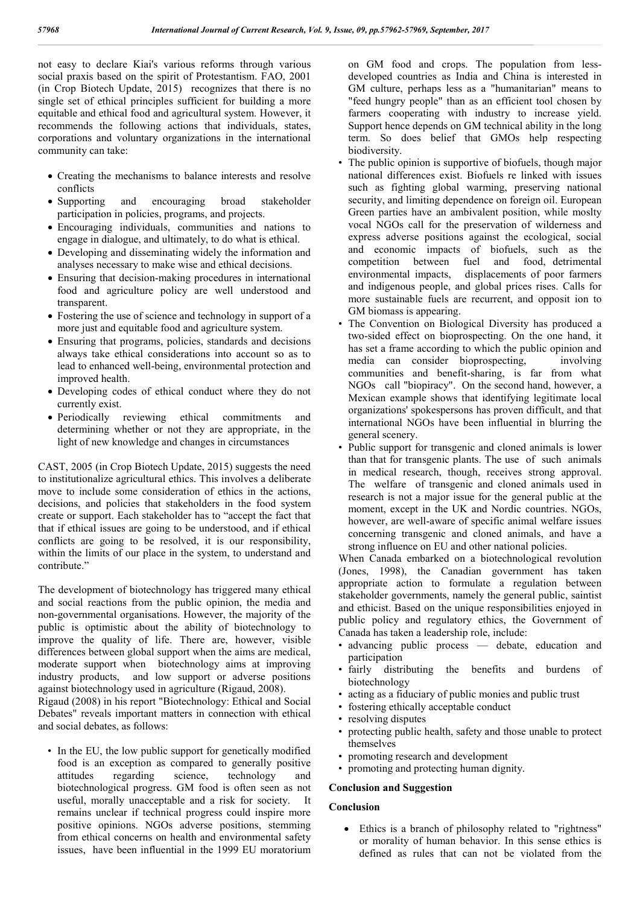not easy to declare Kiai's various reforms through various social praxis based on the spirit of Protestantism. FAO, 2001 (in Crop Biotech Update, 2015) recognizes that there is no single set of ethical principles sufficient for building a more equitable and ethical food and agricultural system. However, it recommends the following actions that individuals, states, corporations and voluntary organizations in the international community can take:

- Creating the mechanisms to balance interests and resolve conflicts
- Supporting and encouraging broad stakeholder participation in policies, programs, and projects.
- Encouraging individuals, communities and nations to engage in dialogue, and ultimately, to do what is ethical.
- Developing and disseminating widely the information and analyses necessary to make wise and ethical decisions.
- Ensuring that decision-making procedures in international food and agriculture policy are well understood and transparent.
- Fostering the use of science and technology in support of a more just and equitable food and agriculture system.
- Ensuring that programs, policies, standards and decisions always take ethical considerations into account so as to lead to enhanced well-being, environmental protection and improved health.
- Developing codes of ethical conduct where they do not currently exist.
- Periodically reviewing ethical commitments and determining whether or not they are appropriate, in the light of new knowledge and changes in circumstances

CAST, 2005 (in Crop Biotech Update, 2015) suggests the need to institutionalize agricultural ethics. This involves a deliberate move to include some consideration of ethics in the actions, decisions, and policies that stakeholders in the food system create or support. Each stakeholder has to "accept the fact that that if ethical issues are going to be understood, and if ethical conflicts are going to be resolved, it is our responsibility, within the limits of our place in the system, to understand and contribute."

The development of biotechnology has triggered many ethical and social reactions from the public opinion, the media and non-governmental organisations. However, the majority of the public is optimistic about the ability of biotechnology to improve the quality of life. There are, however, visible differences between global support when the aims are medical, moderate support when biotechnology aims at improving industry products, and low support or adverse positions against biotechnology used in agriculture (Rigaud, 2008).

Rigaud (2008) in his report "Biotechnology: Ethical and Social Debates" reveals important matters in connection with ethical and social debates, as follows:

- In the EU, the low public support for genetically modified food is an exception as compared to generally positive attitudes regarding science, technology and biotechnological progress. GM food is often seen as not useful, morally unacceptable and a risk for society. It remains unclear if technical progress could inspire more positive opinions. NGOs adverse positions, stemming from ethical concerns on health and environmental safety issues, have been influential in the 1999 EU moratorium on GM food and crops. The population from less-developed countries as India and China is interested in GM culture, perhaps less as a "humanitarian" means to "feed hungry people" than as an efficient tool chosen by farmers cooperating with industry to increase yield. Support hence depends on GM technical ability in the long term. So does belief that GMOs help respecting biodiversity.
- The public opinion is supportive of biofuels, though major national differences exist. Biofuels re linked with issues such as fighting global warming, preserving national security, and limiting dependence on foreign oil. European Green parties have an ambivalent position, while moslty vocal NGOs call for the preservation of wilderness and express adverse positions against the ecological, social and economic impacts of biofuels, such as the competition between fuel and food, detrimental environmental impacts, displacements of poor farmers and indigenous people, and global prices rises. Calls for more sustainable fuels are recurrent, and opposit ion to GM biomass is appearing.
- The Convention on Biological Diversity has produced a two-sided effect on bioprospecting. On the one hand, it has set a frame according to which the public opinion and media can consider bioprospecting, involving communities and benefit-sharing, is far from what NGOs call "biopiracy". On the second hand, however, a Mexican example shows that identifying legitimate local organizations' spokespersons has proven difficult, and that international NGOs have been influential in blurring the general scenery.
- Public support for transgenic and cloned animals is lower than that for transgenic plants. The use of such animals in medical research, though, receives strong approval. The welfare of transgenic and cloned animals used in research is not a major issue for the general public at the moment, except in the UK and Nordic countries. NGOs, however, are well-aware of specific animal welfare issues concerning transgenic and cloned animals, and have a strong influence on EU and other national policies.

When Canada embarked on a biotechnological revolution (Jones, 1998), the Canadian government has taken appropriate action to formulate a regulation between stakeholder governments, namely the general public, saintist and ethicist. Based on the unique responsibilities enjoyed in public policy and regulatory ethics, the Government of Canada has taken a leadership role, include:

- advancing public process — debate, education and participation
- fairly distributing the benefits and burdens of biotechnology
- acting as a fiduciary of public monies and public trust
- fostering ethically acceptable conduct
- resolving disputes
- protecting public health, safety and those unable to protect themselves
- promoting research and development
- promoting and protecting human dignity.

## Conclusion and Suggestion

### Conclusion

- Ethics is a branch of philosophy related to "rightness" or morality of human behavior. In this sense ethics is defined as rules that can not be violated from the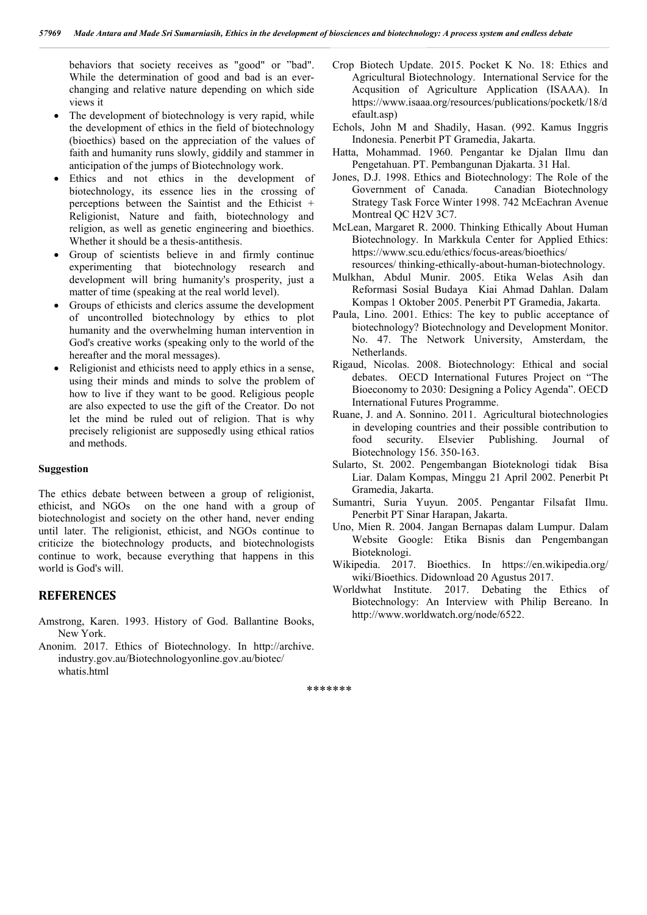behaviors that society receives as "good" or "bad". While the determination of good and bad is an ever-changing and relative nature depending on which side views it

- The development of biotechnology is very rapid, while the development of ethics in the field of biotechnology (bioethics) based on the appreciation of the values of faith and humanity runs slowly, giddily and stammer in anticipation of the jumps of Biotechnology work.
- Ethics and not ethics in the development of biotechnology, its essence lies in the crossing of perceptions between the Saintist and the Ethicist + Religionist, Nature and faith, biotechnology and religion, as well as genetic engineering and bioethics. Whether it should be a thesis-antithesis.
- Group of scientists believe in and firmly continue experimenting that biotechnology research and development will bring humanity's prosperity, just a matter of time (speaking at the real world level).
- Groups of ethicists and clerics assume the development of uncontrolled biotechnology by ethics to plot humanity and the overwhelming human intervention in God's creative works (speaking only to the world of the hereafter and the moral messages).
- Religionist and ethicists need to apply ethics in a sense, using their minds and minds to solve the problem of how to live if they want to be good. Religious people are also expected to use the gift of the Creator. Do not let the mind be ruled out of religion. That is why precisely religionist are supposedly using ethical ratios and methods.

### Suggestion

The ethics debate between between a group of religionist, ethicist, and NGOs on the one hand with a group of biotechnologist and society on the other hand, never ending until later. The religionist, ethicist, and NGOs continue to criticize the biotechnology products, and biotechnologists continue to work, because everything that happens in this world is God's will.

## REFERENCES

Amstrong, Karen. 1993. History of God. Ballantine Books, New York.

Anonim. 2017. Ethics of Biotechnology. In http://archive.industry.gov.au/Biotechnologyonline.gov.au/biotec/whatis.html

Crop Biotech Update. 2015. Pocket K No. 18: Ethics and Agricultural Biotechnology. International Service for the Acqusition of Agriculture Application (ISAAA). In https://www.isaaa.org/resources/publications/pocketk/18/default.asp)

Echols, John M and Shadily, Hasan. (992. Kamus Inggris Indonesia. Penerbit PT Gramedia, Jakarta.

Hatta, Mohammad. 1960. Pengantar ke Djalan Ilmu dan Pengetahuan. PT. Pembangunan Djakarta. 31 Hal.

Jones, D.J. 1998. Ethics and Biotechnology: The Role of the Government of Canada. Canadian Biotechnology Strategy Task Force Winter 1998. 742 McEachran Avenue Montreal QC H2V 3C7.

McLean, Margaret R. 2000. Thinking Ethically About Human Biotechnology. In Markkula Center for Applied Ethics: https://www.scu.edu/ethics/focus-areas/bioethics/resources/ thinking-ethically-about-human-biotechnology.

Mulkhan, Abdul Munir. 2005. Etika Welas Asih dan Reformasi Sosial Budaya Kiai Ahmad Dahlan. Dalam Kompas 1 Oktober 2005. Penerbit PT Gramedia, Jakarta.

Paula, Lino. 2001. Ethics: The key to public acceptance of biotechnology? Biotechnology and Development Monitor. No. 47. The Network University, Amsterdam, the Netherlands.

Rigaud, Nicolas. 2008. Biotechnology: Ethical and social debates. OECD International Futures Project on "The Bioeconomy to 2030: Designing a Policy Agenda". OECD International Futures Programme.

Ruane, J. and A. Sonnino. 2011. Agricultural biotechnologies in developing countries and their possible contribution to food security. Elsevier Publishing. Journal of Biotechnology 156. 350-163.

Sularto, St. 2002. Pengembangan Bioteknologi tidak Bisa Liar. Dalam Kompas, Minggu 21 April 2002. Penerbit Pt Gramedia, Jakarta.

Sumantri, Suria Yuyun. 2005. Pengantar Filsafat Ilmu. Penerbit PT Sinar Harapan, Jakarta.

Uno, Mien R. 2004. Jangan Bernapas dalam Lumpur. Dalam Website Google: Etika Bisnis dan Pengembangan Bioteknologi.

Wikipedia. 2017. Bioethics. In https://en.wikipedia.org/wiki/Bioethics. Didownload 20 Agustus 2017.

Worldwhat Institute. 2017. Debating the Ethics of Biotechnology: An Interview with Philip Bereano. In http://www.worldwatch.org/node/6522.

*******